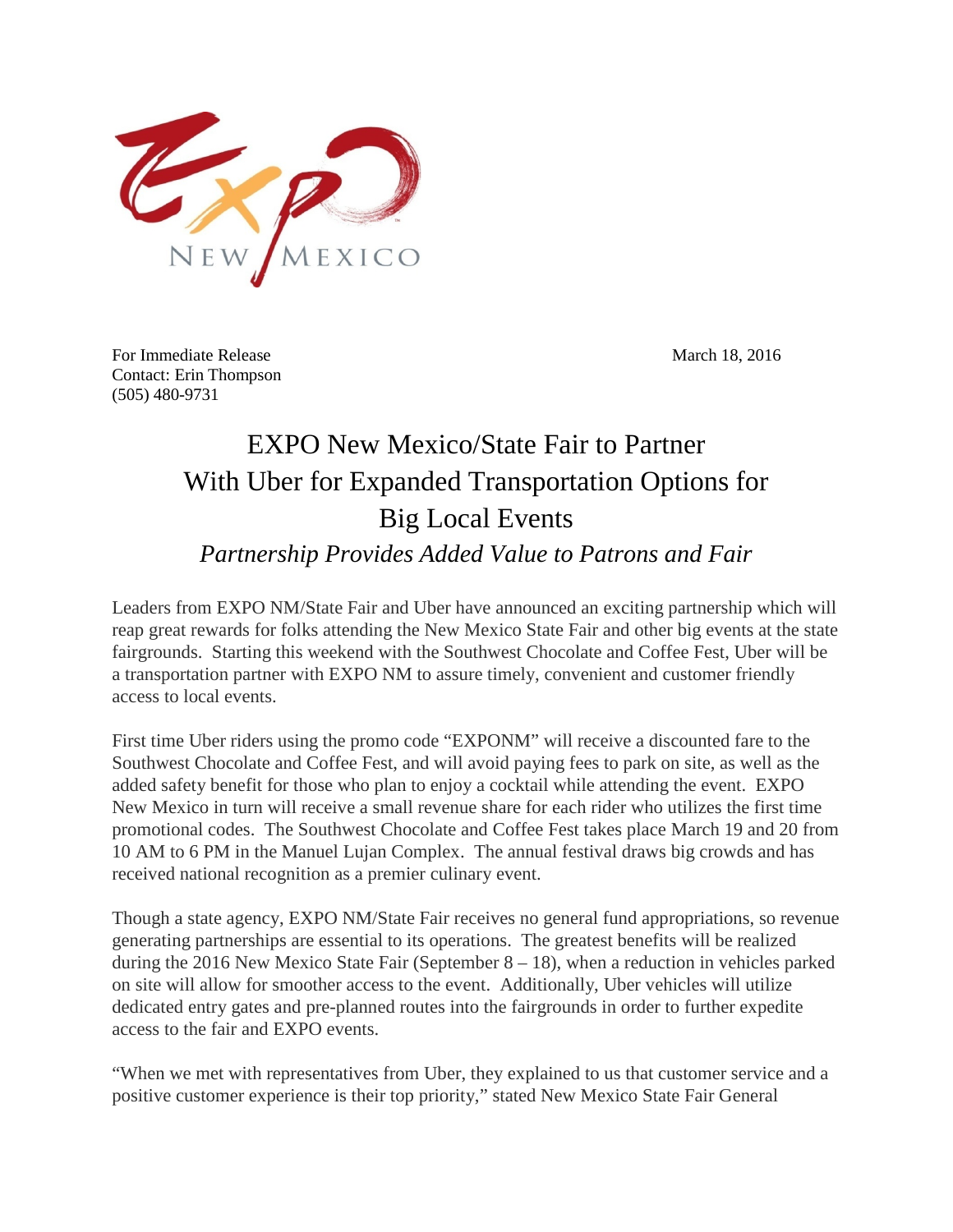For Immediate Release
Contact: Erin Thompson
(505) 480-9731

March 18, 2016

# EXPO New Mexico/State Fair to Partner With Uber for Expanded Transportation Options for Big Local Events

*Partnership Provides Added Value to Patrons and Fair*

Leaders from EXPO NM/State Fair and Uber have announced an exciting partnership which will reap great rewards for folks attending the New Mexico State Fair and other big events at the state fairgrounds. Starting this weekend with the Southwest Chocolate and Coffee Fest, Uber will be a transportation partner with EXPO NM to assure timely, convenient and customer friendly access to local events.

First time Uber riders using the promo code "EXPONM" will receive a discounted fare to the Southwest Chocolate and Coffee Fest, and will avoid paying fees to park on site, as well as the added safety benefit for those who plan to enjoy a cocktail while attending the event. EXPO New Mexico in turn will receive a small revenue share for each rider who utilizes the first time promotional codes. The Southwest Chocolate and Coffee Fest takes place March 19 and 20 from 10 AM to 6 PM in the Manuel Lujan Complex. The annual festival draws big crowds and has received national recognition as a premier culinary event.

Though a state agency, EXPO NM/State Fair receives no general fund appropriations, so revenue generating partnerships are essential to its operations. The greatest benefits will be realized during the 2016 New Mexico State Fair (September 8 – 18), when a reduction in vehicles parked on site will allow for smoother access to the event. Additionally, Uber vehicles will utilize dedicated entry gates and pre-planned routes into the fairgrounds in order to further expedite access to the fair and EXPO events.

"When we met with representatives from Uber, they explained to us that customer service and a positive customer experience is their top priority," stated New Mexico State Fair General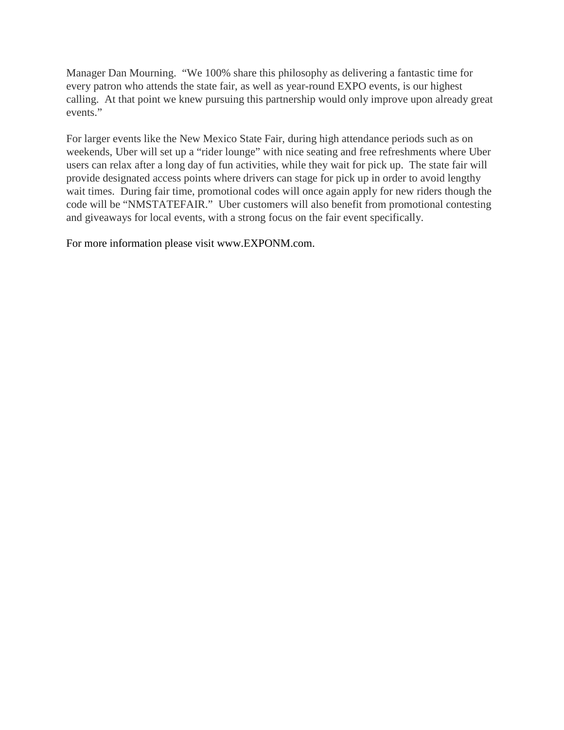Manager Dan Mourning. "We 100% share this philosophy as delivering a fantastic time for every patron who attends the state fair, as well as year-round EXPO events, is our highest calling. At that point we knew pursuing this partnership would only improve upon already great events."

For larger events like the New Mexico State Fair, during high attendance periods such as on weekends, Uber will set up a "rider lounge" with nice seating and free refreshments where Uber users can relax after a long day of fun activities, while they wait for pick up. The state fair will provide designated access points where drivers can stage for pick up in order to avoid lengthy wait times. During fair time, promotional codes will once again apply for new riders though the code will be "NMSTATEFAIR." Uber customers will also benefit from promotional contesting and giveaways for local events, with a strong focus on the fair event specifically.

For more information please visit www.EXPONM.com.